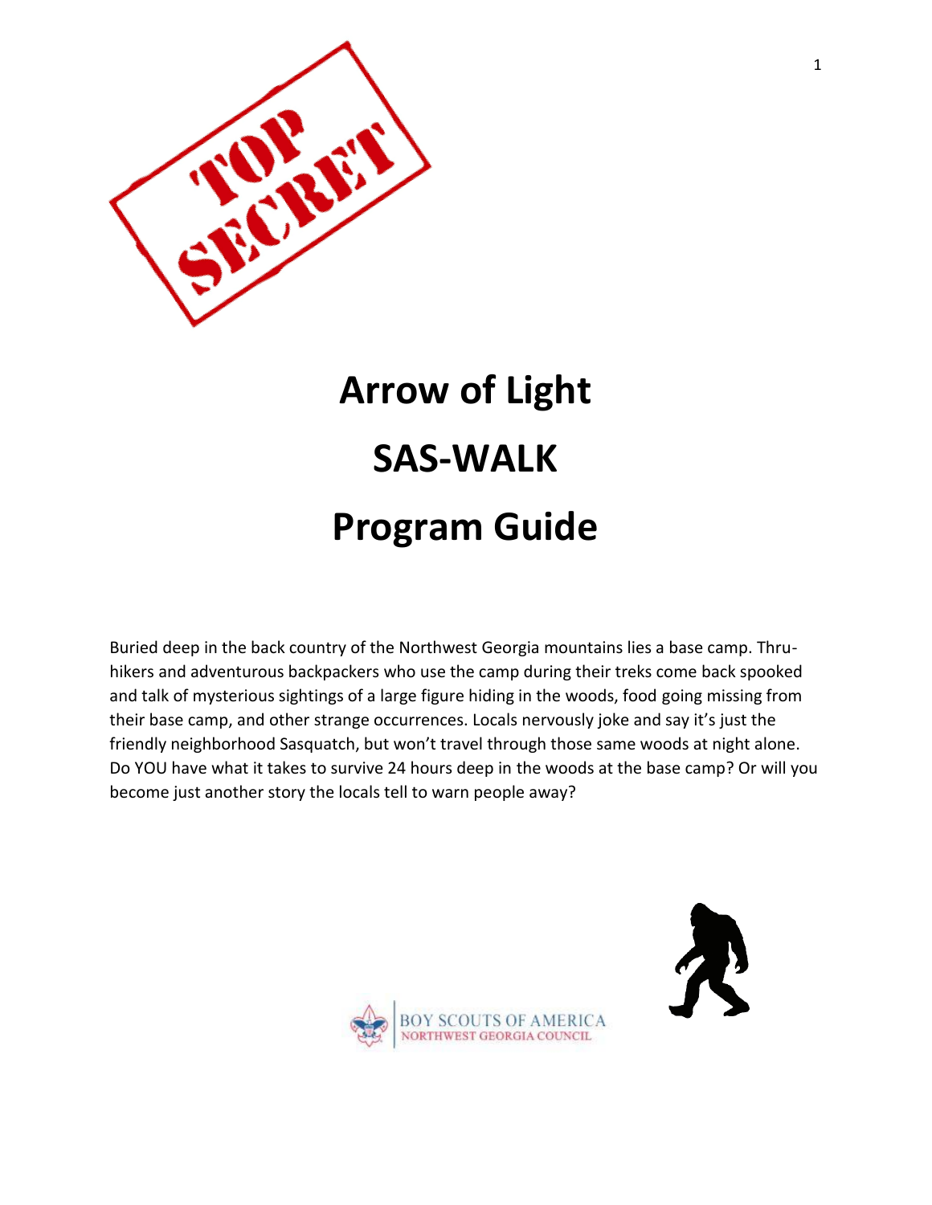TOP SECRET

# Arrow of Light

# SAS-WALK

# Program Guide

Buried deep in the back country of the Northwest Georgia mountains lies a base camp. Thru-hikers and adventurous backpackers who use the camp during their treks come back spooked and talk of mysterious sightings of a large figure hiding in the woods, food going missing from their base camp, and other strange occurrences. Locals nervously joke and say it's just the friendly neighborhood Sasquatch, but won't travel through those same woods at night alone. Do YOU have what it takes to survive 24 hours deep in the woods at the base camp? Or will you become just another story the locals tell to warn people away?

BOY SCOUTS OF AMERICA
NORTHWEST GEORGIA COUNCIL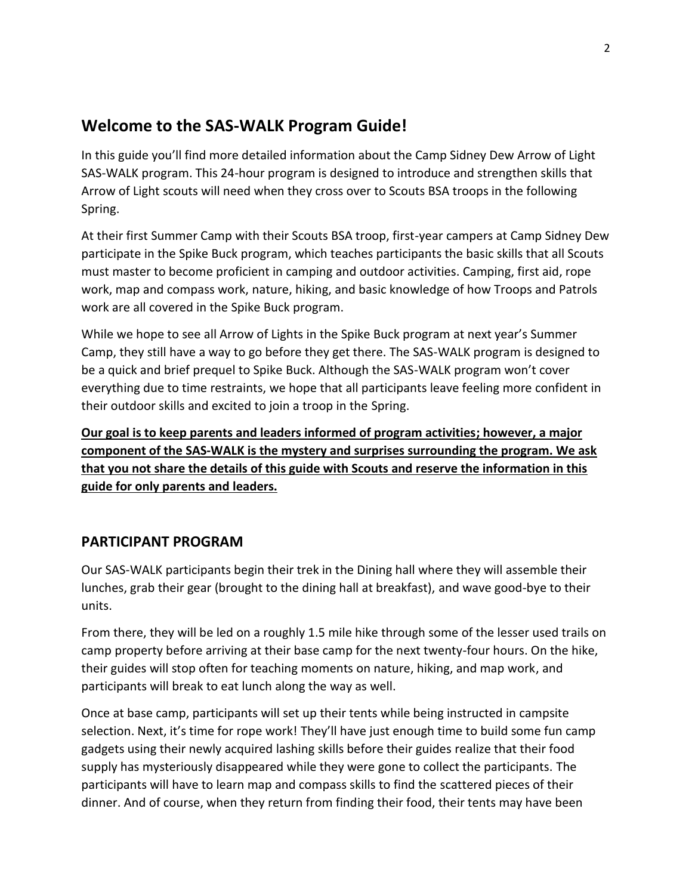## Welcome to the SAS-WALK Program Guide!

In this guide you'll find more detailed information about the Camp Sidney Dew Arrow of Light SAS-WALK program. This 24-hour program is designed to introduce and strengthen skills that Arrow of Light scouts will need when they cross over to Scouts BSA troops in the following Spring.

At their first Summer Camp with their Scouts BSA troop, first-year campers at Camp Sidney Dew participate in the Spike Buck program, which teaches participants the basic skills that all Scouts must master to become proficient in camping and outdoor activities. Camping, first aid, rope work, map and compass work, nature, hiking, and basic knowledge of how Troops and Patrols work are all covered in the Spike Buck program.

While we hope to see all Arrow of Lights in the Spike Buck program at next year's Summer Camp, they still have a way to go before they get there. The SAS-WALK program is designed to be a quick and brief prequel to Spike Buck. Although the SAS-WALK program won't cover everything due to time restraints, we hope that all participants leave feeling more confident in their outdoor skills and excited to join a troop in the Spring.

**Our goal is to keep parents and leaders informed of program activities; however, a major component of the SAS-WALK is the mystery and surprises surrounding the program. We ask that you not share the details of this guide with Scouts and reserve the information in this guide for only parents and leaders.**

## PARTICIPANT PROGRAM

Our SAS-WALK participants begin their trek in the Dining hall where they will assemble their lunches, grab their gear (brought to the dining hall at breakfast), and wave good-bye to their units.

From there, they will be led on a roughly 1.5 mile hike through some of the lesser used trails on camp property before arriving at their base camp for the next twenty-four hours. On the hike, their guides will stop often for teaching moments on nature, hiking, and map work, and participants will break to eat lunch along the way as well.

Once at base camp, participants will set up their tents while being instructed in campsite selection. Next, it's time for rope work! They'll have just enough time to build some fun camp gadgets using their newly acquired lashing skills before their guides realize that their food supply has mysteriously disappeared while they were gone to collect the participants. The participants will have to learn map and compass skills to find the scattered pieces of their dinner. And of course, when they return from finding their food, their tents may have been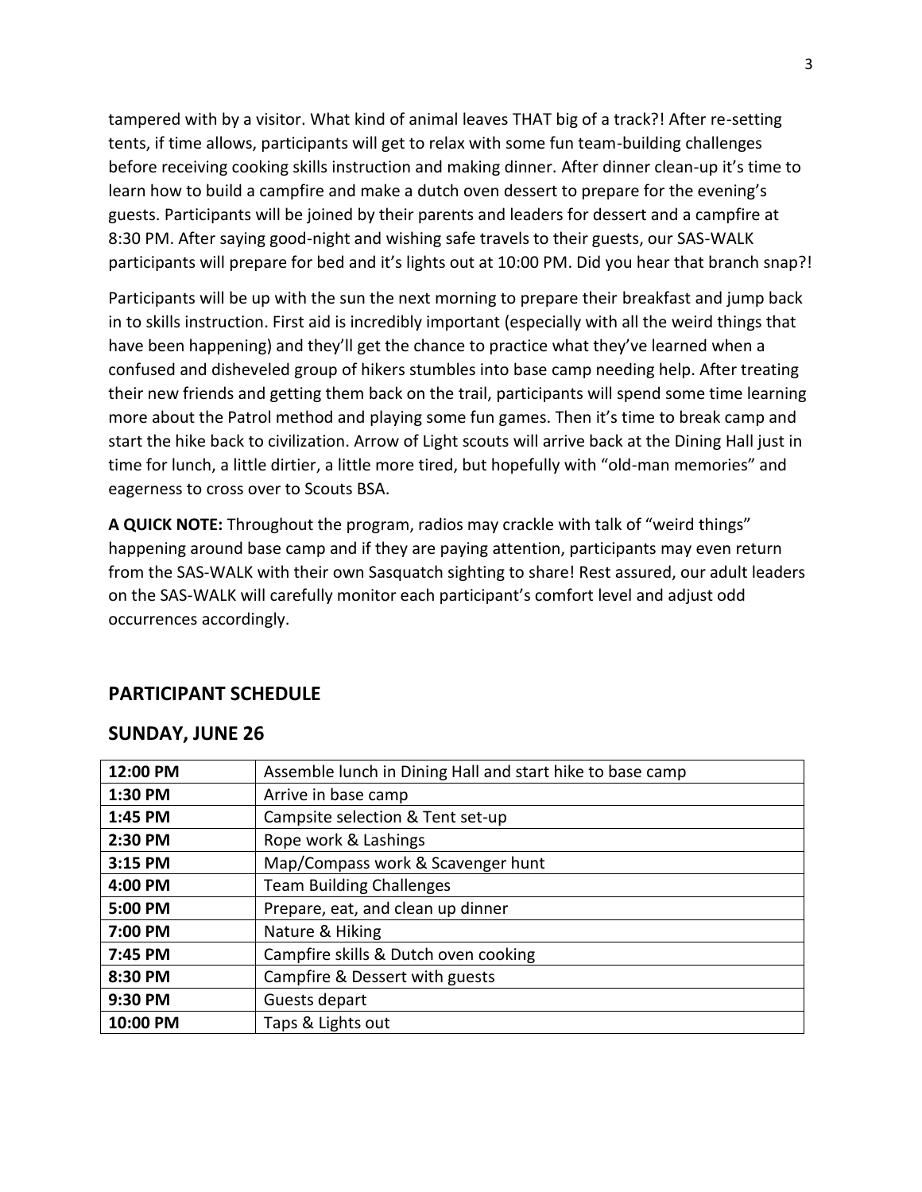tampered with by a visitor. What kind of animal leaves THAT big of a track?! After re-setting tents, if time allows, participants will get to relax with some fun team-building challenges before receiving cooking skills instruction and making dinner. After dinner clean-up it's time to learn how to build a campfire and make a dutch oven dessert to prepare for the evening's guests. Participants will be joined by their parents and leaders for dessert and a campfire at 8:30 PM. After saying good-night and wishing safe travels to their guests, our SAS-WALK participants will prepare for bed and it's lights out at 10:00 PM. Did you hear that branch snap?!

Participants will be up with the sun the next morning to prepare their breakfast and jump back in to skills instruction. First aid is incredibly important (especially with all the weird things that have been happening) and they'll get the chance to practice what they've learned when a confused and disheveled group of hikers stumbles into base camp needing help. After treating their new friends and getting them back on the trail, participants will spend some time learning more about the Patrol method and playing some fun games. Then it's time to break camp and start the hike back to civilization. Arrow of Light scouts will arrive back at the Dining Hall just in time for lunch, a little dirtier, a little more tired, but hopefully with "old-man memories" and eagerness to cross over to Scouts BSA.

**A QUICK NOTE:** Throughout the program, radios may crackle with talk of "weird things" happening around base camp and if they are paying attention, participants may even return from the SAS-WALK with their own Sasquatch sighting to share! Rest assured, our adult leaders on the SAS-WALK will carefully monitor each participant's comfort level and adjust odd occurrences accordingly.

## PARTICIPANT SCHEDULE

## SUNDAY, JUNE 26

| Time | Activity |
|---|---|
| **12:00 PM** | Assemble lunch in Dining Hall and start hike to base camp |
| **1:30 PM** | Arrive in base camp |
| **1:45 PM** | Campsite selection & Tent set-up |
| **2:30 PM** | Rope work & Lashings |
| **3:15 PM** | Map/Compass work & Scavenger hunt |
| **4:00 PM** | Team Building Challenges |
| **5:00 PM** | Prepare, eat, and clean up dinner |
| **7:00 PM** | Nature & Hiking |
| **7:45 PM** | Campfire skills & Dutch oven cooking |
| **8:30 PM** | Campfire & Dessert with guests |
| **9:30 PM** | Guests depart |
| **10:00 PM** | Taps & Lights out |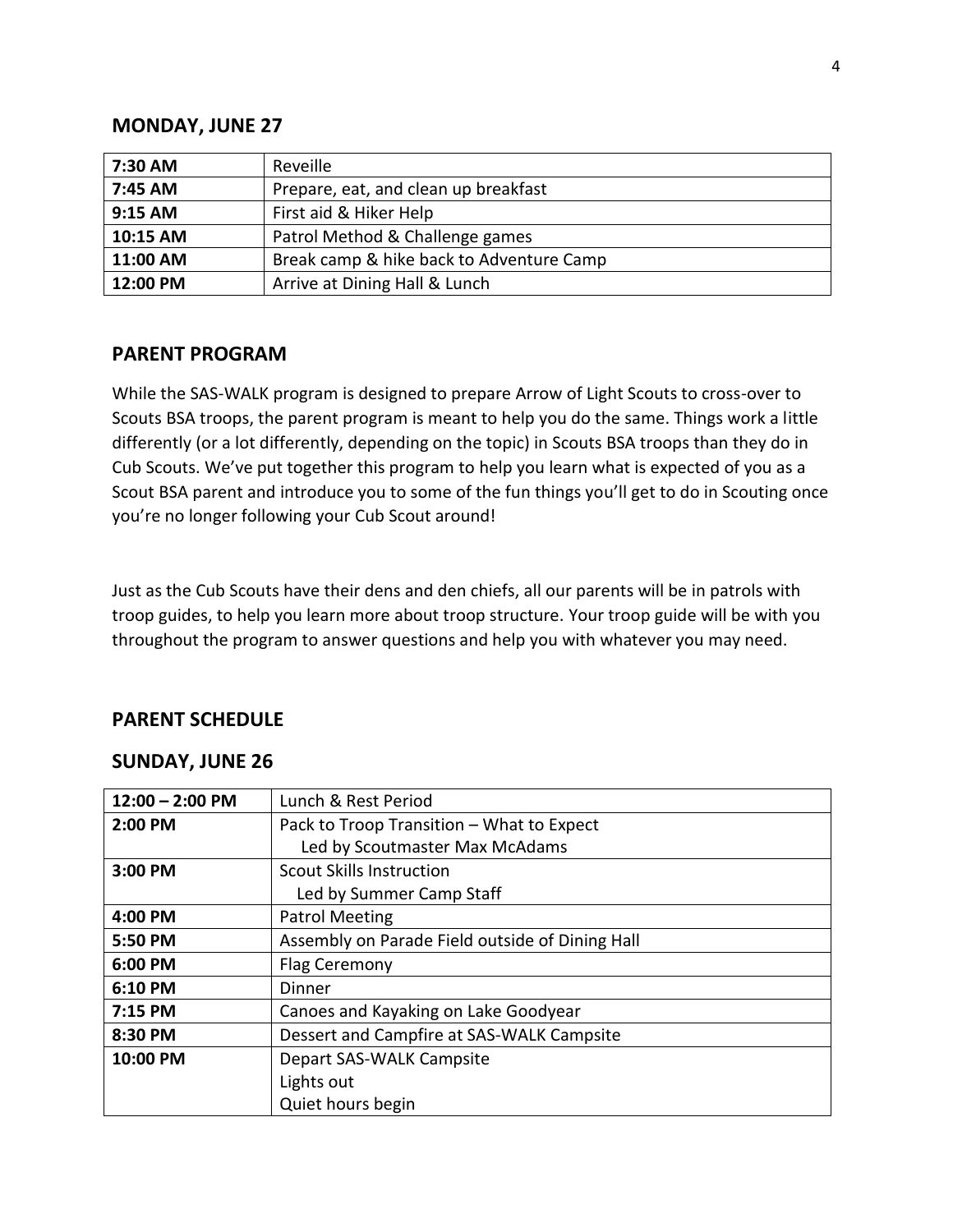## MONDAY, JUNE 27

| | |
|---|---|
| **7:30 AM** | Reveille |
| **7:45 AM** | Prepare, eat, and clean up breakfast |
| **9:15 AM** | First aid & Hiker Help |
| **10:15 AM** | Patrol Method & Challenge games |
| **11:00 AM** | Break camp & hike back to Adventure Camp |
| **12:00 PM** | Arrive at Dining Hall & Lunch |

## PARENT PROGRAM

While the SAS-WALK program is designed to prepare Arrow of Light Scouts to cross-over to Scouts BSA troops, the parent program is meant to help you do the same. Things work a little differently (or a lot differently, depending on the topic) in Scouts BSA troops than they do in Cub Scouts. We've put together this program to help you learn what is expected of you as a Scout BSA parent and introduce you to some of the fun things you'll get to do in Scouting once you're no longer following your Cub Scout around!

Just as the Cub Scouts have their dens and den chiefs, all our parents will be in patrols with troop guides, to help you learn more about troop structure. Your troop guide will be with you throughout the program to answer questions and help you with whatever you may need.

## PARENT SCHEDULE

## SUNDAY, JUNE 26

| | |
|---|---|
| **12:00 – 2:00 PM** | Lunch & Rest Period |
| **2:00 PM** | Pack to Troop Transition – What to Expect<br>Led by Scoutmaster Max McAdams |
| **3:00 PM** | Scout Skills Instruction<br>Led by Summer Camp Staff |
| **4:00 PM** | Patrol Meeting |
| **5:50 PM** | Assembly on Parade Field outside of Dining Hall |
| **6:00 PM** | Flag Ceremony |
| **6:10 PM** | Dinner |
| **7:15 PM** | Canoes and Kayaking on Lake Goodyear |
| **8:30 PM** | Dessert and Campfire at SAS-WALK Campsite |
| **10:00 PM** | Depart SAS-WALK Campsite<br>Lights out<br>Quiet hours begin |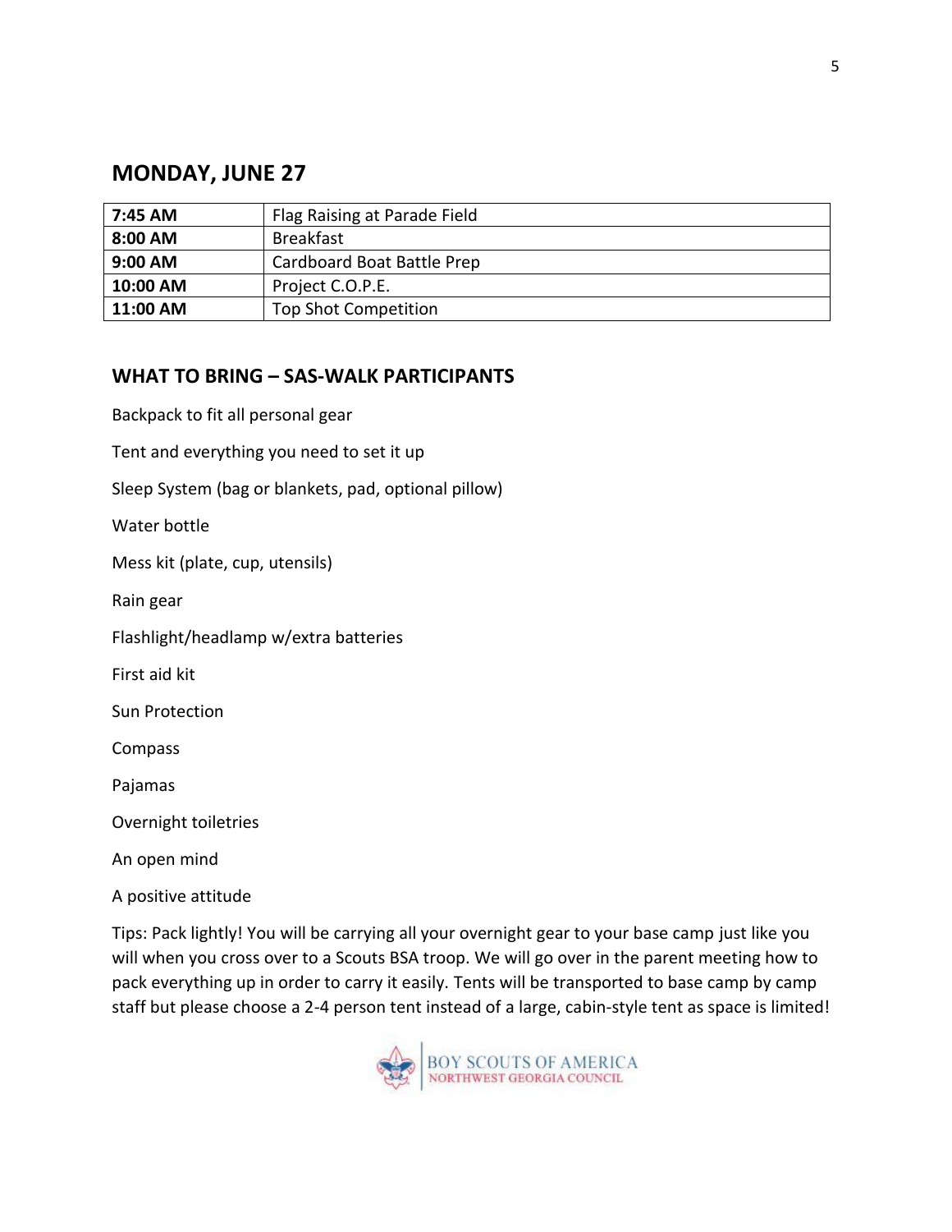## MONDAY, JUNE 27

| | |
|---|---|
| **7:45 AM** | Flag Raising at Parade Field |
| **8:00 AM** | Breakfast |
| **9:00 AM** | Cardboard Boat Battle Prep |
| **10:00 AM** | Project C.O.P.E. |
| **11:00 AM** | Top Shot Competition |

### WHAT TO BRING – SAS-WALK PARTICIPANTS

Backpack to fit all personal gear

Tent and everything you need to set it up

Sleep System (bag or blankets, pad, optional pillow)

Water bottle

Mess kit (plate, cup, utensils)

Rain gear

Flashlight/headlamp w/extra batteries

First aid kit

Sun Protection

Compass

Pajamas

Overnight toiletries

An open mind

A positive attitude

Tips: Pack lightly! You will be carrying all your overnight gear to your base camp just like you will when you cross over to a Scouts BSA troop. We will go over in the parent meeting how to pack everything up in order to carry it easily. Tents will be transported to base camp by camp staff but please choose a 2-4 person tent instead of a large, cabin-style tent as space is limited!

BOY SCOUTS OF AMERICA
NORTHWEST GEORGIA COUNCIL